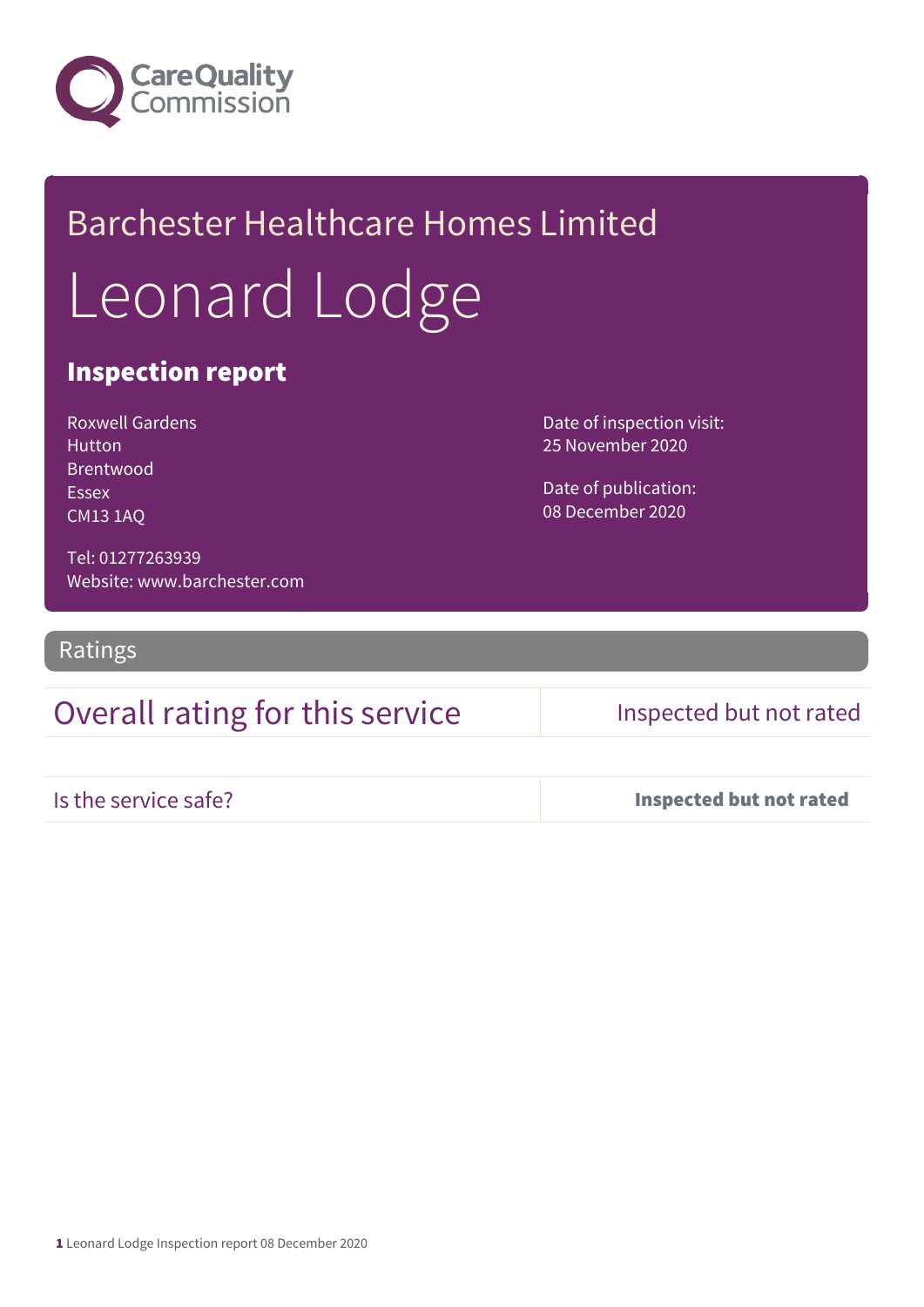Care Quality Commission

# Barchester Healthcare Homes Limited

# Leonard Lodge

## Inspection report

Roxwell Gardens
Hutton
Brentwood
Essex
CM13 1AQ

Tel: 01277263939
Website: www.barchester.com

Date of inspection visit:
25 November 2020

Date of publication:
08 December 2020

## Ratings

| | |
|---|---|
| Overall rating for this service | Inspected but not rated |
| Is the service safe? | **Inspected but not rated** |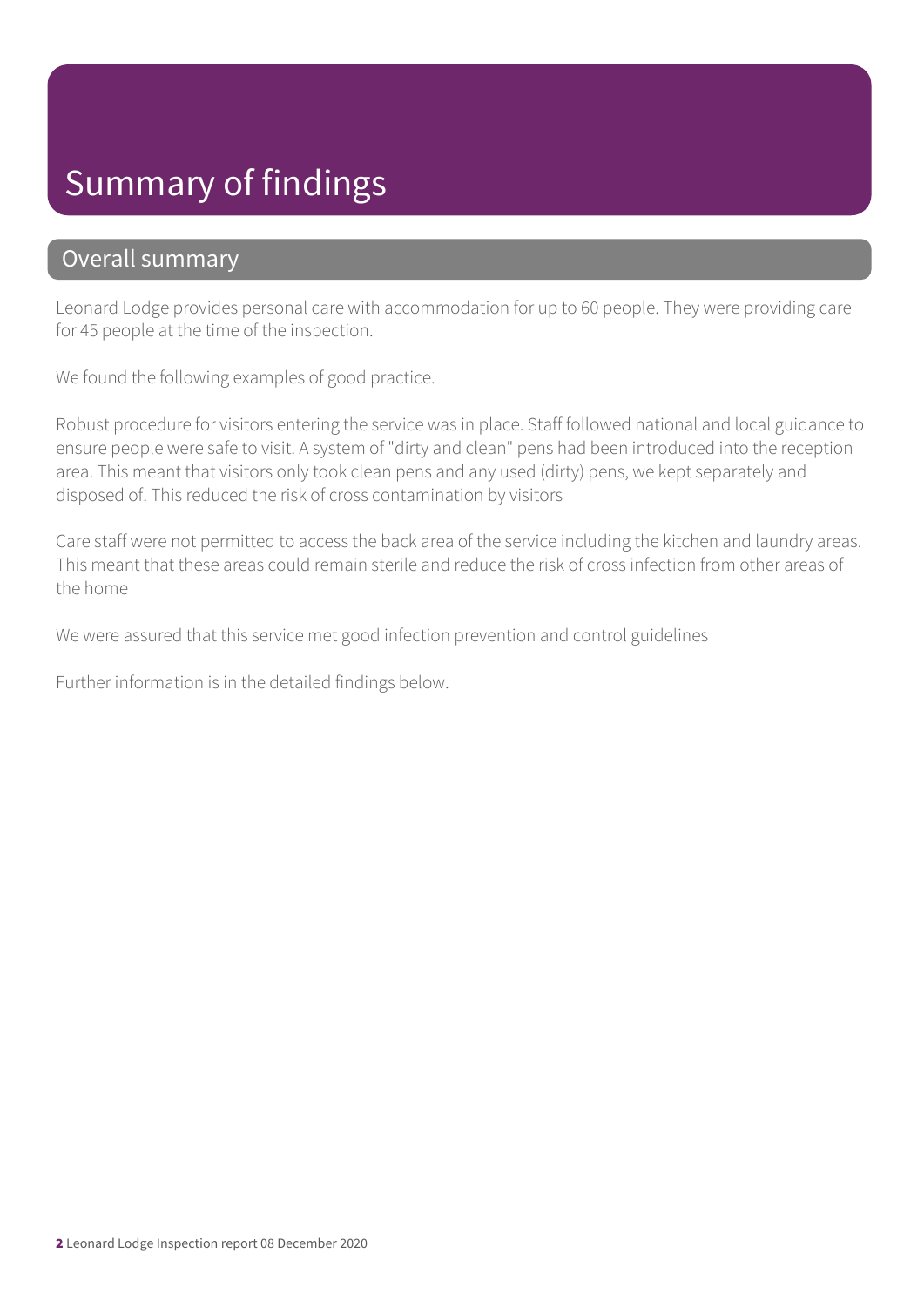# Summary of findings

## Overall summary

Leonard Lodge provides personal care with accommodation for up to 60 people. They were providing care for 45 people at the time of the inspection.

We found the following examples of good practice.

Robust procedure for visitors entering the service was in place. Staff followed national and local guidance to ensure people were safe to visit. A system of "dirty and clean" pens had been introduced into the reception area. This meant that visitors only took clean pens and any used (dirty) pens, we kept separately and disposed of. This reduced the risk of cross contamination by visitors

Care staff were not permitted to access the back area of the service including the kitchen and laundry areas. This meant that these areas could remain sterile and reduce the risk of cross infection from other areas of the home

We were assured that this service met good infection prevention and control guidelines

Further information is in the detailed findings below.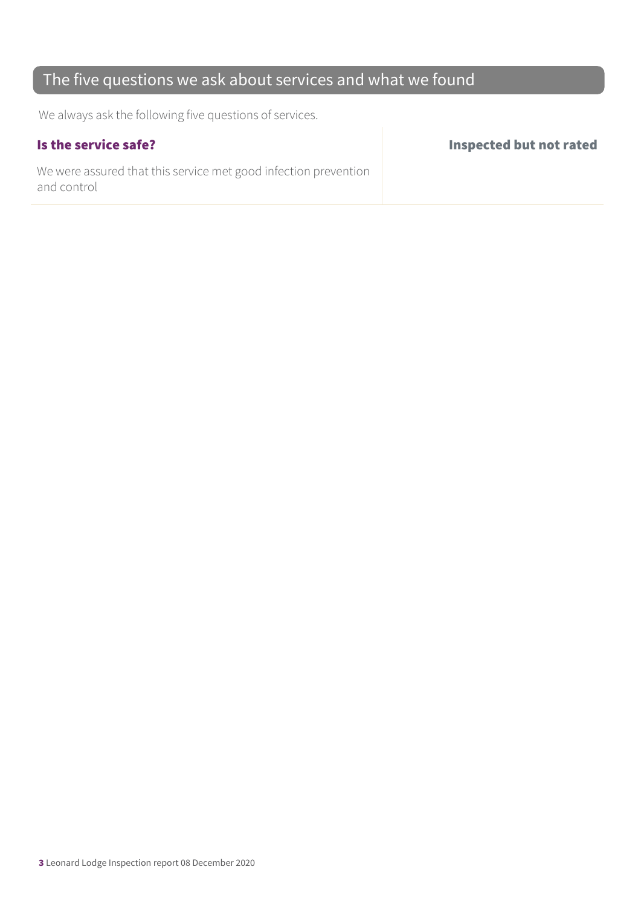## The five questions we ask about services and what we found

We always ask the following five questions of services.

**Is the service safe?** — **Inspected but not rated**

We were assured that this service met good infection prevention and control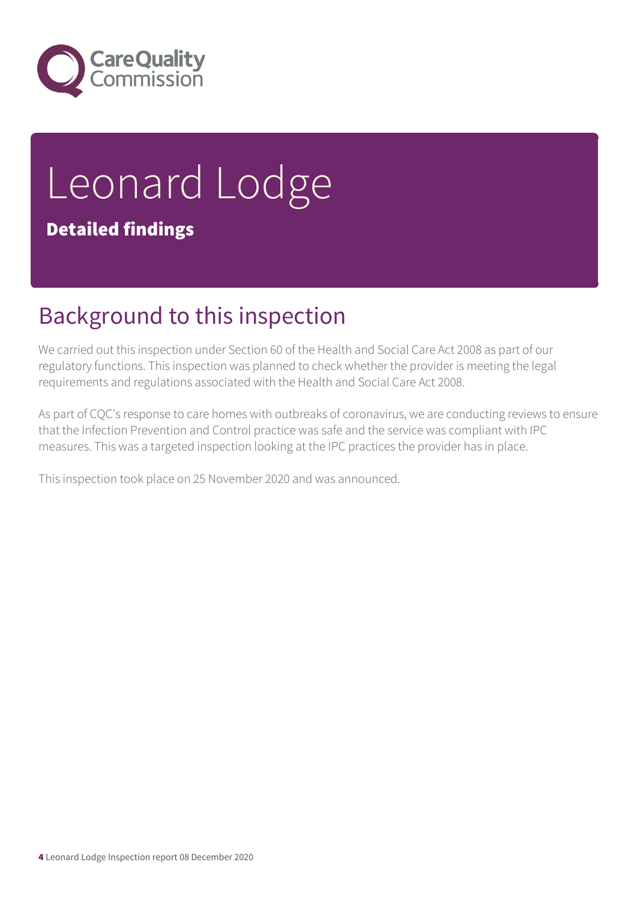# Leonard Lodge

**Detailed findings**

## Background to this inspection

We carried out this inspection under Section 60 of the Health and Social Care Act 2008 as part of our regulatory functions. This inspection was planned to check whether the provider is meeting the legal requirements and regulations associated with the Health and Social Care Act 2008.

As part of CQC's response to care homes with outbreaks of coronavirus, we are conducting reviews to ensure that the Infection Prevention and Control practice was safe and the service was compliant with IPC measures. This was a targeted inspection looking at the IPC practices the provider has in place.

This inspection took place on 25 November 2020 and was announced.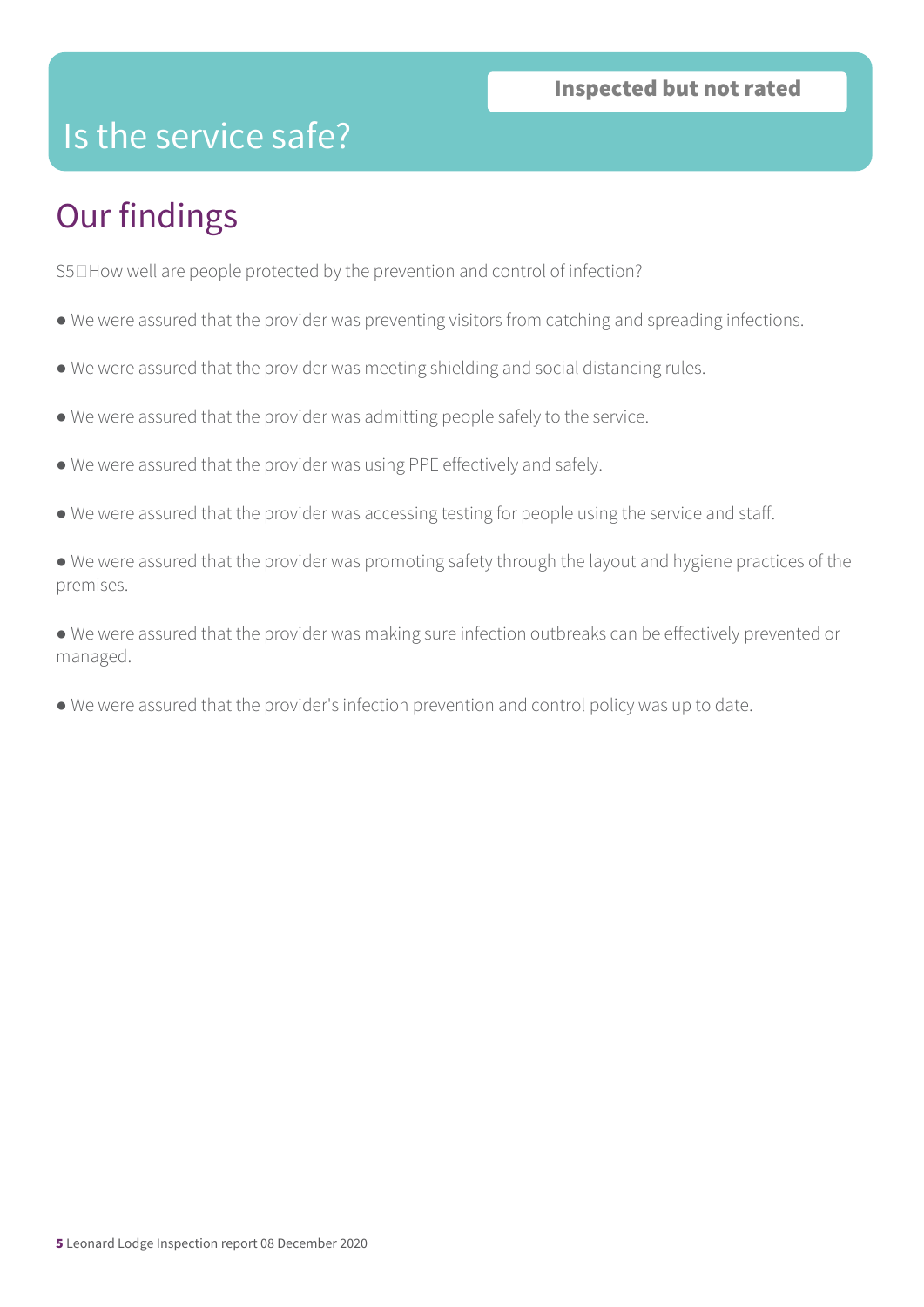Inspected but not rated

# Is the service safe?

## Our findings

S5 How well are people protected by the prevention and control of infection?

● We were assured that the provider was preventing visitors from catching and spreading infections.

● We were assured that the provider was meeting shielding and social distancing rules.

● We were assured that the provider was admitting people safely to the service.

● We were assured that the provider was using PPE effectively and safely.

● We were assured that the provider was accessing testing for people using the service and staff.

● We were assured that the provider was promoting safety through the layout and hygiene practices of the premises.

● We were assured that the provider was making sure infection outbreaks can be effectively prevented or managed.

● We were assured that the provider's infection prevention and control policy was up to date.